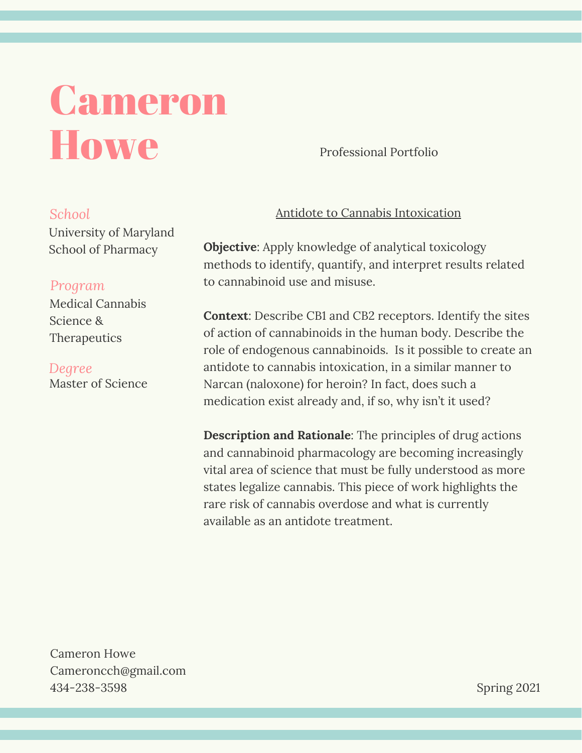# Cameron Howe

Professional Portfolio

*School*
University of Maryland School of Pharmacy

*Program*
Medical Cannabis Science & Therapeutics

*Degree*
Master of Science

## Antidote to Cannabis Intoxication

**Objective**: Apply knowledge of analytical toxicology methods to identify, quantify, and interpret results related to cannabinoid use and misuse.

**Context**: Describe CB1 and CB2 receptors. Identify the sites of action of cannabinoids in the human body. Describe the role of endogenous cannabinoids. Is it possible to create an antidote to cannabis intoxication, in a similar manner to Narcan (naloxone) for heroin? In fact, does such a medication exist already and, if so, why isn't it used?

**Description and Rationale**: The principles of drug actions and cannabinoid pharmacology are becoming increasingly vital area of science that must be fully understood as more states legalize cannabis. This piece of work highlights the rare risk of cannabis overdose and what is currently available as an antidote treatment.

Cameron Howe
Cameroncch@gmail.com
434-238-3598

Spring 2021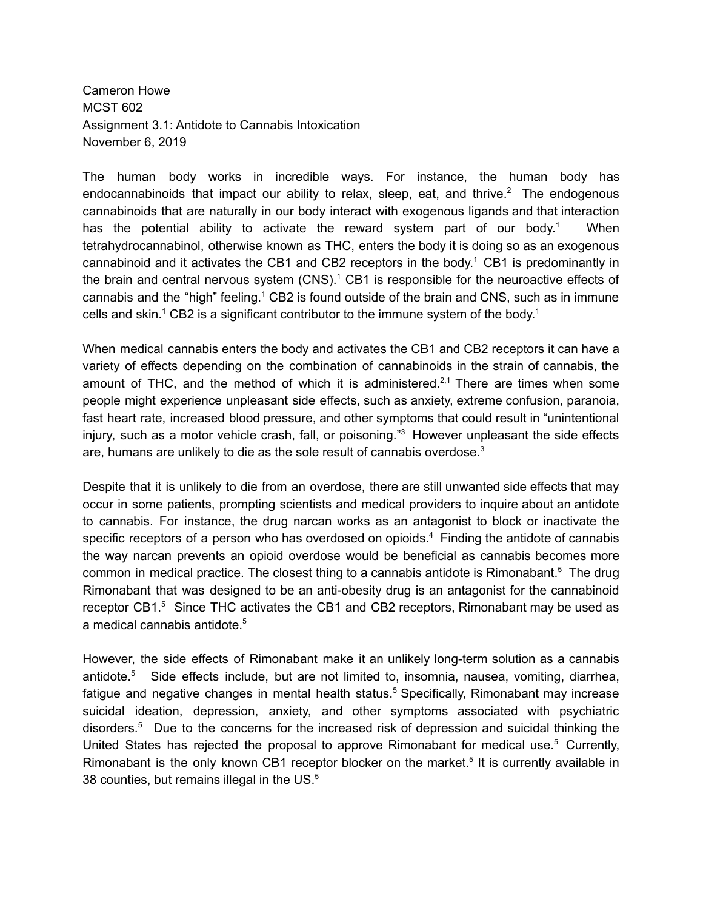Cameron Howe
MCST 602
Assignment 3.1: Antidote to Cannabis Intoxication
November 6, 2019

The human body works in incredible ways. For instance, the human body has endocannabinoids that impact our ability to relax, sleep, eat, and thrive.[2] The endogenous cannabinoids that are naturally in our body interact with exogenous ligands and that interaction has the potential ability to activate the reward system part of our body.[1] When tetrahydrocannabinol, otherwise known as THC, enters the body it is doing so as an exogenous cannabinoid and it activates the CB1 and CB2 receptors in the body.[1] CB1 is predominantly in the brain and central nervous system (CNS).[1] CB1 is responsible for the neuroactive effects of cannabis and the "high" feeling.[1] CB2 is found outside of the brain and CNS, such as in immune cells and skin.[1] CB2 is a significant contributor to the immune system of the body.[1]

When medical cannabis enters the body and activates the CB1 and CB2 receptors it can have a variety of effects depending on the combination of cannabinoids in the strain of cannabis, the amount of THC, and the method of which it is administered.[2,1] There are times when some people might experience unpleasant side effects, such as anxiety, extreme confusion, paranoia, fast heart rate, increased blood pressure, and other symptoms that could result in "unintentional injury, such as a motor vehicle crash, fall, or poisoning."[3] However unpleasant the side effects are, humans are unlikely to die as the sole result of cannabis overdose.[3]

Despite that it is unlikely to die from an overdose, there are still unwanted side effects that may occur in some patients, prompting scientists and medical providers to inquire about an antidote to cannabis. For instance, the drug narcan works as an antagonist to block or inactivate the specific receptors of a person who has overdosed on opioids.[4] Finding the antidote of cannabis the way narcan prevents an opioid overdose would be beneficial as cannabis becomes more common in medical practice. The closest thing to a cannabis antidote is Rimonabant.[5] The drug Rimonabant that was designed to be an anti-obesity drug is an antagonist for the cannabinoid receptor CB1.[5] Since THC activates the CB1 and CB2 receptors, Rimonabant may be used as a medical cannabis antidote.[5]

However, the side effects of Rimonabant make it an unlikely long-term solution as a cannabis antidote.[5] Side effects include, but are not limited to, insomnia, nausea, vomiting, diarrhea, fatigue and negative changes in mental health status.[5] Specifically, Rimonabant may increase suicidal ideation, depression, anxiety, and other symptoms associated with psychiatric disorders.[5] Due to the concerns for the increased risk of depression and suicidal thinking the United States has rejected the proposal to approve Rimonabant for medical use.[5] Currently, Rimonabant is the only known CB1 receptor blocker on the market.[5] It is currently available in 38 counties, but remains illegal in the US.[5]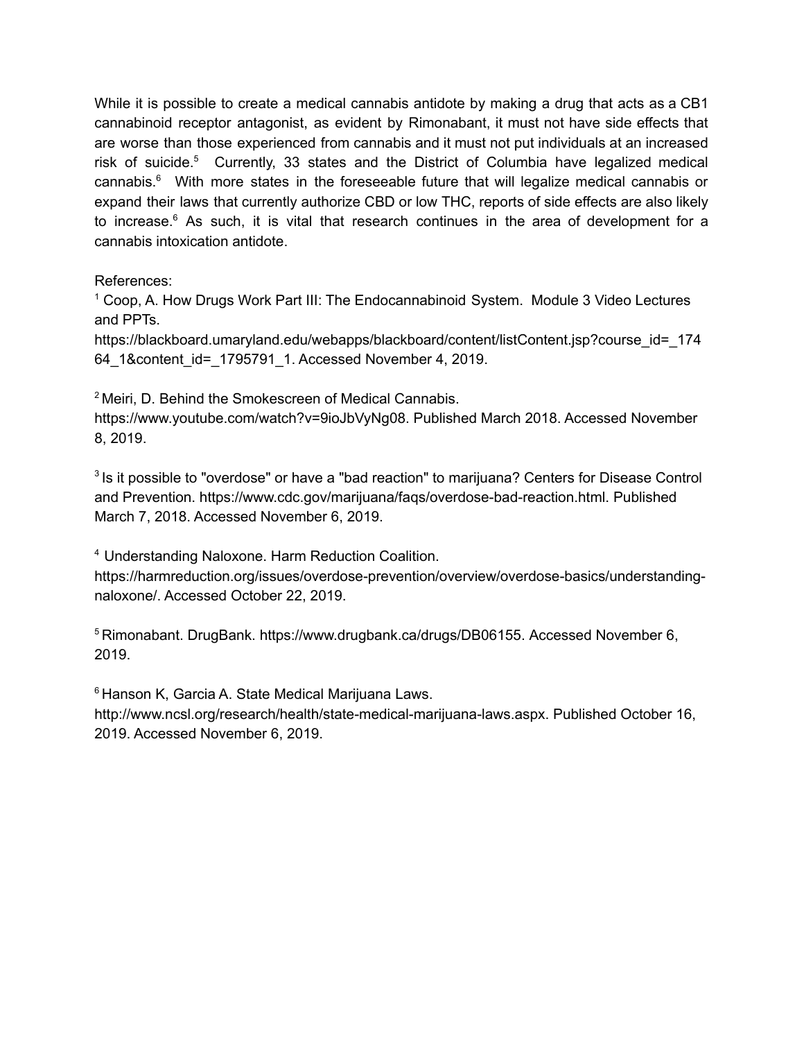While it is possible to create a medical cannabis antidote by making a drug that acts as a CB1 cannabinoid receptor antagonist, as evident by Rimonabant, it must not have side effects that are worse than those experienced from cannabis and it must not put individuals at an increased risk of suicide.[5] Currently, 33 states and the District of Columbia have legalized medical cannabis.[6] With more states in the foreseeable future that will legalize medical cannabis or expand their laws that currently authorize CBD or low THC, reports of side effects are also likely to increase.[6] As such, it is vital that research continues in the area of development for a cannabis intoxication antidote.

References:

[1] Coop, A. How Drugs Work Part III: The Endocannabinoid System. Module 3 Video Lectures and PPTs. https://blackboard.umaryland.edu/webapps/blackboard/content/listContent.jsp?course_id=_17464_1&content_id=_1795791_1. Accessed November 4, 2019.

[2] Meiri, D. Behind the Smokescreen of Medical Cannabis. https://www.youtube.com/watch?v=9ioJbVyNg08. Published March 2018. Accessed November 8, 2019.

[3] Is it possible to "overdose" or have a "bad reaction" to marijuana? Centers for Disease Control and Prevention. https://www.cdc.gov/marijuana/faqs/overdose-bad-reaction.html. Published March 7, 2018. Accessed November 6, 2019.

[4] Understanding Naloxone. Harm Reduction Coalition. https://harmreduction.org/issues/overdose-prevention/overview/overdose-basics/understanding-naloxone/. Accessed October 22, 2019.

[5] Rimonabant. DrugBank. https://www.drugbank.ca/drugs/DB06155. Accessed November 6, 2019.

[6] Hanson K, Garcia A. State Medical Marijuana Laws. http://www.ncsl.org/research/health/state-medical-marijuana-laws.aspx. Published October 16, 2019. Accessed November 6, 2019.